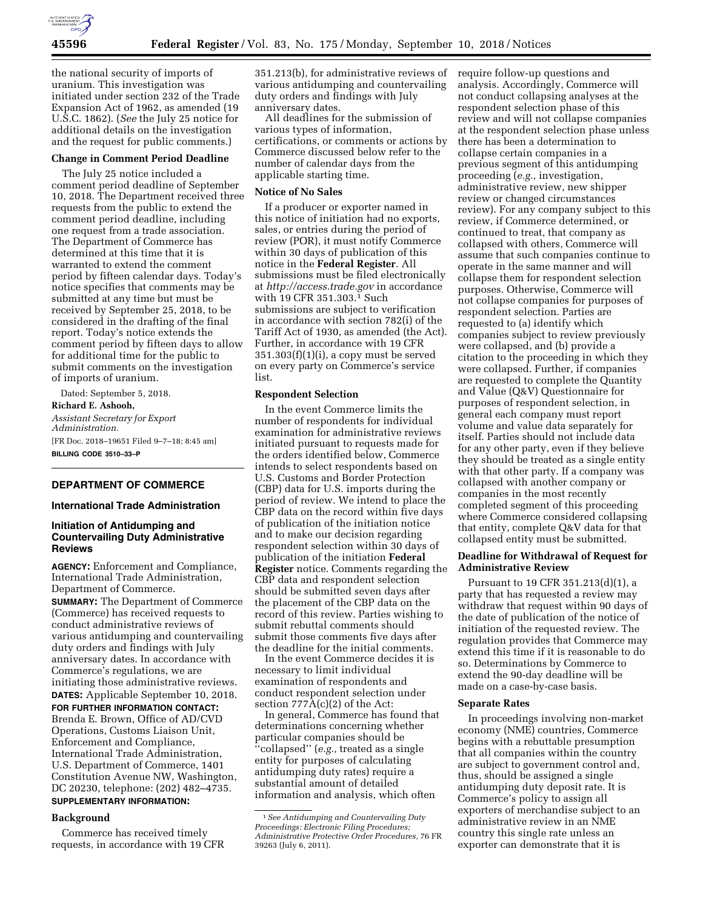the national security of imports of uranium. This investigation was initiated under section 232 of the Trade Expansion Act of 1962, as amended (19 U.S.C. 1862). (*See* the July 25 notice for additional details on the investigation and the request for public comments.)

**Change in Comment Period Deadline**

The July 25 notice included a comment period deadline of September 10, 2018. The Department received three requests from the public to extend the comment period deadline, including one request from a trade association. The Department of Commerce has determined at this time that it is warranted to extend the comment period by fifteen calendar days. Today's notice specifies that comments may be submitted at any time but must be received by September 25, 2018, to be considered in the drafting of the final report. Today's notice extends the comment period by fifteen days to allow for additional time for the public to submit comments on the investigation of imports of uranium.

Dated: September 5, 2018.

**Richard E. Ashooh,**

*Assistant Secretary for Export Administration.*

[FR Doc. 2018–19651 Filed 9–7–18; 8:45 am]

**BILLING CODE 3510–33–P**

---

## DEPARTMENT OF COMMERCE

### International Trade Administration

### Initiation of Antidumping and Countervailing Duty Administrative Reviews

**AGENCY:** Enforcement and Compliance, International Trade Administration, Department of Commerce.

**SUMMARY:** The Department of Commerce (Commerce) has received requests to conduct administrative reviews of various antidumping and countervailing duty orders and findings with July anniversary dates. In accordance with Commerce's regulations, we are initiating those administrative reviews.

**DATES:** Applicable September 10, 2018.

**FOR FURTHER INFORMATION CONTACT:** Brenda E. Brown, Office of AD/CVD Operations, Customs Liaison Unit, Enforcement and Compliance, International Trade Administration, U.S. Department of Commerce, 1401 Constitution Avenue NW, Washington, DC 20230, telephone: (202) 482–4735.

**SUPPLEMENTARY INFORMATION:**

**Background**

Commerce has received timely requests, in accordance with 19 CFR 351.213(b), for administrative reviews of various antidumping and countervailing duty orders and findings with July anniversary dates.

All deadlines for the submission of various types of information, certifications, or comments or actions by Commerce discussed below refer to the number of calendar days from the applicable starting time.

**Notice of No Sales**

If a producer or exporter named in this notice of initiation had no exports, sales, or entries during the period of review (POR), it must notify Commerce within 30 days of publication of this notice in the **Federal Register**. All submissions must be filed electronically at *http://access.trade.gov* in accordance with 19 CFR 351.303.[1] Such submissions are subject to verification in accordance with section 782(i) of the Tariff Act of 1930, as amended (the Act). Further, in accordance with 19 CFR 351.303(f)(1)(i), a copy must be served on every party on Commerce's service list.

**Respondent Selection**

In the event Commerce limits the number of respondents for individual examination for administrative reviews initiated pursuant to requests made for the orders identified below, Commerce intends to select respondents based on U.S. Customs and Border Protection (CBP) data for U.S. imports during the period of review. We intend to place the CBP data on the record within five days of publication of the initiation notice and to make our decision regarding respondent selection within 30 days of publication of the initiation **Federal Register** notice. Comments regarding the CBP data and respondent selection should be submitted seven days after the placement of the CBP data on the record of this review. Parties wishing to submit rebuttal comments should submit those comments five days after the deadline for the initial comments.

In the event Commerce decides it is necessary to limit individual examination of respondents and conduct respondent selection under section 777A(c)(2) of the Act:

In general, Commerce has found that determinations concerning whether particular companies should be "collapsed" (*e.g.,* treated as a single entity for purposes of calculating antidumping duty rates) require a substantial amount of detailed information and analysis, which often require follow-up questions and analysis. Accordingly, Commerce will not conduct collapsing analyses at the respondent selection phase of this review and will not collapse companies at the respondent selection phase unless there has been a determination to collapse certain companies in a previous segment of this antidumping proceeding (*e.g.,* investigation, administrative review, new shipper review or changed circumstances review). For any company subject to this review, if Commerce determined, or continued to treat, that company as collapsed with others, Commerce will assume that such companies continue to operate in the same manner and will collapse them for respondent selection purposes. Otherwise, Commerce will not collapse companies for purposes of respondent selection. Parties are requested to (a) identify which companies subject to review previously were collapsed, and (b) provide a citation to the proceeding in which they were collapsed. Further, if companies are requested to complete the Quantity and Value (Q&V) Questionnaire for purposes of respondent selection, in general each company must report volume and value data separately for itself. Parties should not include data for any other party, even if they believe they should be treated as a single entity with that other party. If a company was collapsed with another company or companies in the most recently completed segment of this proceeding where Commerce considered collapsing that entity, complete Q&V data for that collapsed entity must be submitted.

**Deadline for Withdrawal of Request for Administrative Review**

Pursuant to 19 CFR 351.213(d)(1), a party that has requested a review may withdraw that request within 90 days of the date of publication of the notice of initiation of the requested review. The regulation provides that Commerce may extend this time if it is reasonable to do so. Determinations by Commerce to extend the 90-day deadline will be made on a case-by-case basis.

**Separate Rates**

In proceedings involving non-market economy (NME) countries, Commerce begins with a rebuttable presumption that all companies within the country are subject to government control and, thus, should be assigned a single antidumping duty deposit rate. It is Commerce's policy to assign all exporters of merchandise subject to an administrative review in an NME country this single rate unless an exporter can demonstrate that it is

---

[1] *See Antidumping and Countervailing Duty Proceedings: Electronic Filing Procedures; Administrative Protective Order Procedures,* 76 FR 39263 (July 6, 2011).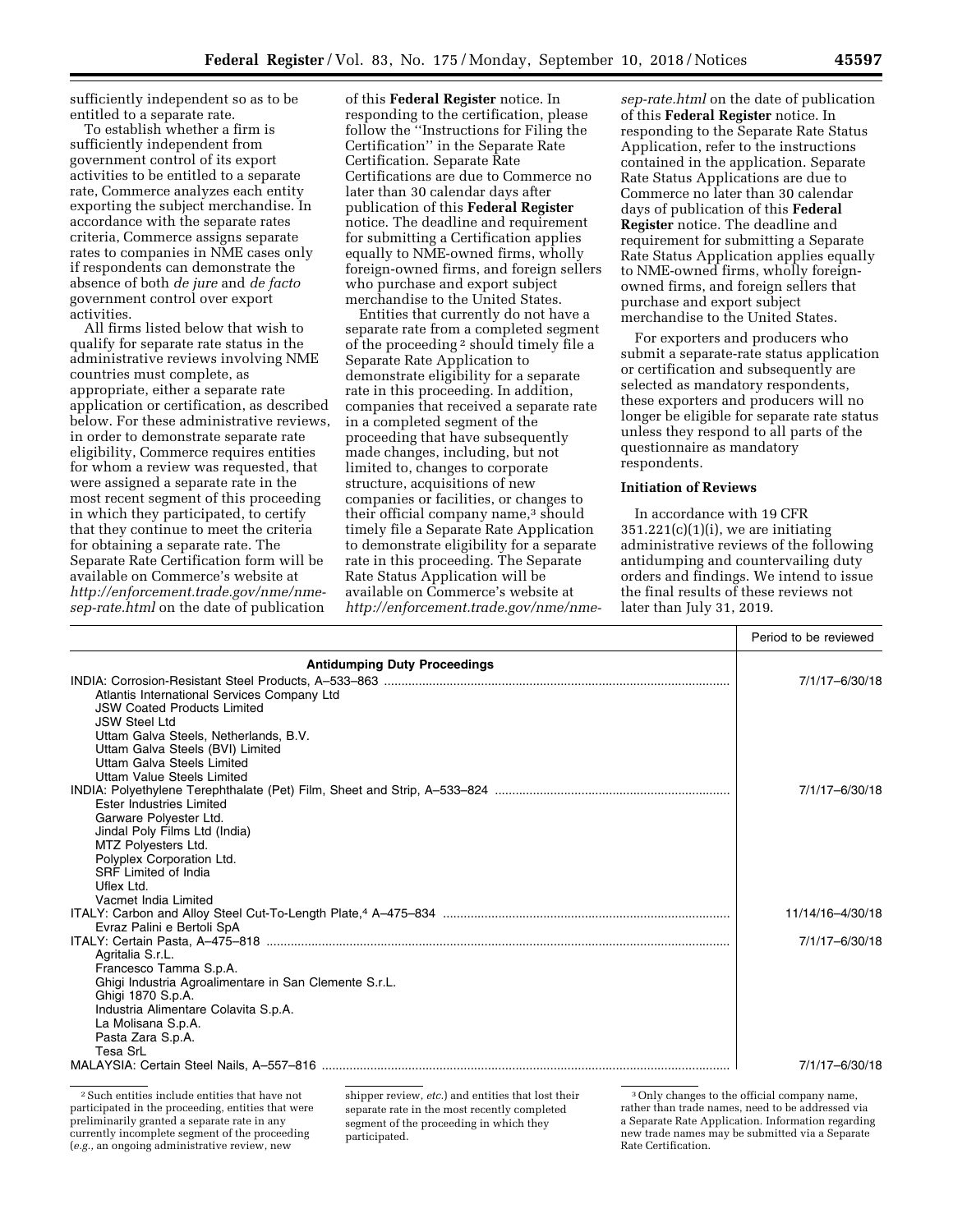sufficiently independent so as to be entitled to a separate rate.

To establish whether a firm is sufficiently independent from government control of its export activities to be entitled to a separate rate, Commerce analyzes each entity exporting the subject merchandise. In accordance with the separate rates criteria, Commerce assigns separate rates to companies in NME cases only if respondents can demonstrate the absence of both *de jure* and *de facto* government control over export activities.

All firms listed below that wish to qualify for separate rate status in the administrative reviews involving NME countries must complete, as appropriate, either a separate rate application or certification, as described below. For these administrative reviews, in order to demonstrate separate rate eligibility, Commerce requires entities for whom a review was requested, that were assigned a separate rate in the most recent segment of this proceeding in which they participated, to certify that they continue to meet the criteria for obtaining a separate rate. The Separate Rate Certification form will be available on Commerce's website at *http://enforcement.trade.gov/nme/nme-sep-rate.html* on the date of publication of this **Federal Register** notice. In responding to the certification, please follow the ''Instructions for Filing the Certification'' in the Separate Rate Certification. Separate Rate Certifications are due to Commerce no later than 30 calendar days after publication of this **Federal Register** notice. The deadline and requirement for submitting a Certification applies equally to NME-owned firms, wholly foreign-owned firms, and foreign sellers who purchase and export subject merchandise to the United States.

Entities that currently do not have a separate rate from a completed segment of the proceeding [2] should timely file a Separate Rate Application to demonstrate eligibility for a separate rate in this proceeding. In addition, companies that received a separate rate in a completed segment of the proceeding that have subsequently made changes, including, but not limited to, changes to corporate structure, acquisitions of new companies or facilities, or changes to their official company name,[3] should timely file a Separate Rate Application to demonstrate eligibility for a separate rate in this proceeding. The Separate Rate Status Application will be available on Commerce's website at *http://enforcement.trade.gov/nme/nme-sep-rate.html* on the date of publication of this **Federal Register** notice. In responding to the Separate Rate Status Application, refer to the instructions contained in the application. Separate Rate Status Applications are due to Commerce no later than 30 calendar days of publication of this **Federal Register** notice. The deadline and requirement for submitting a Separate Rate Status Application applies equally to NME-owned firms, wholly foreign-owned firms, and foreign sellers that purchase and export subject merchandise to the United States.

For exporters and producers who submit a separate-rate status application or certification and subsequently are selected as mandatory respondents, these exporters and producers will no longer be eligible for separate rate status unless they respond to all parts of the questionnaire as mandatory respondents.

## Initiation of Reviews

In accordance with 19 CFR 351.221(c)(1)(i), we are initiating administrative reviews of the following antidumping and countervailing duty orders and findings. We intend to issue the final results of these reviews not later than July 31, 2019.

| | Period to be reviewed |
|---|---|
| **Antidumping Duty Proceedings** | |
| INDIA: Corrosion-Resistant Steel Products, A–533–863 | 7/1/17–6/30/18 |
| Atlantis International Services Company Ltd | |
| JSW Coated Products Limited | |
| JSW Steel Ltd | |
| Uttam Galva Steels, Netherlands, B.V. | |
| Uttam Galva Steels (BVI) Limited | |
| Uttam Galva Steels Limited | |
| Uttam Value Steels Limited | |
| INDIA: Polyethylene Terephthalate (Pet) Film, Sheet and Strip, A–533–824 | 7/1/17–6/30/18 |
| Ester Industries Limited | |
| Garware Polyester Ltd. | |
| Jindal Poly Films Ltd (India) | |
| MTZ Polyesters Ltd. | |
| Polyplex Corporation Ltd. | |
| SRF Limited of India | |
| Uflex Ltd. | |
| Vacmet India Limited | |
| ITALY: Carbon and Alloy Steel Cut-To-Length Plate,[4] A–475–834 | 11/14/16–4/30/18 |
| Evraz Palini e Bertoli SpA | |
| ITALY: Certain Pasta, A–475–818 | 7/1/17–6/30/18 |
| Agritalia S.r.L. | |
| Francesco Tamma S.p.A. | |
| Ghigi Industria Agroalimentare in San Clemente S.r.L. | |
| Ghigi 1870 S.p.A. | |
| Industria Alimentare Colavita S.p.A. | |
| La Molisana S.p.A. | |
| Pasta Zara S.p.A. | |
| Tesa SrL | |
| MALAYSIA: Certain Steel Nails, A–557–816 | 7/1/17–6/30/18 |

[2] Such entities include entities that have not participated in the proceeding, entities that were preliminarily granted a separate rate in any currently incomplete segment of the proceeding (*e.g.,* an ongoing administrative review, new shipper review, *etc.*) and entities that lost their separate rate in the most recently completed segment of the proceeding in which they participated.

[3] Only changes to the official company name, rather than trade names, need to be addressed via a Separate Rate Application. Information regarding new trade names may be submitted via a Separate Rate Certification.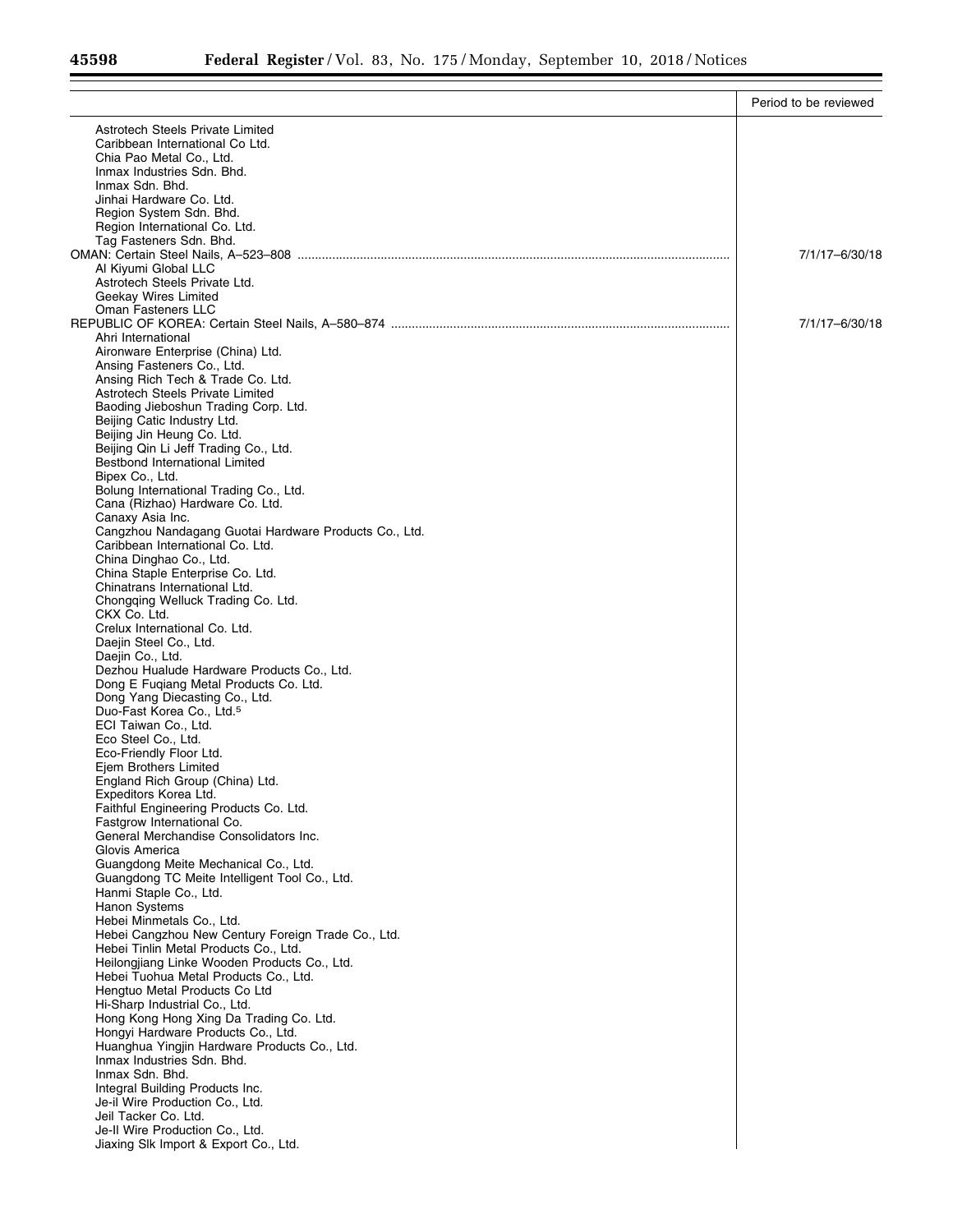| | Period to be reviewed |
|---|---|
| Astrotech Steels Private Limited | |
| Caribbean International Co Ltd. | |
| Chia Pao Metal Co., Ltd. | |
| Inmax Industries Sdn. Bhd. | |
| Inmax Sdn. Bhd. | |
| Jinhai Hardware Co. Ltd. | |
| Region System Sdn. Bhd. | |
| Region International Co. Ltd. | |
| Tag Fasteners Sdn. Bhd. | |
| OMAN: Certain Steel Nails, A–523–808 | 7/1/17–6/30/18 |
| Al Kiyumi Global LLC | |
| Astrotech Steels Private Ltd. | |
| Geekay Wires Limited | |
| Oman Fasteners LLC | |
| REPUBLIC OF KOREA: Certain Steel Nails, A–580–874 | 7/1/17–6/30/18 |
| Ahri International | |
| Aironware Enterprise (China) Ltd. | |
| Ansing Fasteners Co., Ltd. | |
| Ansing Rich Tech & Trade Co. Ltd. | |
| Astrotech Steels Private Limited | |
| Baoding Jieboshun Trading Corp. Ltd. | |
| Beijing Catic Industry Ltd. | |
| Beijing Jin Heung Co. Ltd. | |
| Beijing Qin Li Jeff Trading Co., Ltd. | |
| Bestbond International Limited | |
| Bipex Co., Ltd. | |
| Bolung International Trading Co., Ltd. | |
| Cana (Rizhao) Hardware Co. Ltd. | |
| Canaxy Asia Inc. | |
| Cangzhou Nandagang Guotai Hardware Products Co., Ltd. | |
| Caribbean International Co. Ltd. | |
| China Dinghao Co., Ltd. | |
| China Staple Enterprise Co. Ltd. | |
| Chinatrans International Ltd. | |
| Chongqing Welluck Trading Co. Ltd. | |
| CKX Co. Ltd. | |
| Crelux International Co. Ltd. | |
| Daejin Steel Co., Ltd. | |
| Daejin Co., Ltd. | |
| Dezhou Hualude Hardware Products Co., Ltd. | |
| Dong E Fuqiang Metal Products Co. Ltd. | |
| Dong Yang Diecasting Co., Ltd. | |
| Duo-Fast Korea Co., Ltd.[5] | |
| ECI Taiwan Co., Ltd. | |
| Eco Steel Co., Ltd. | |
| Eco-Friendly Floor Ltd. | |
| Ejem Brothers Limited | |
| England Rich Group (China) Ltd. | |
| Expeditors Korea Ltd. | |
| Faithful Engineering Products Co. Ltd. | |
| Fastgrow International Co. | |
| General Merchandise Consolidators Inc. | |
| Glovis America | |
| Guangdong Meite Mechanical Co., Ltd. | |
| Guangdong TC Meite Intelligent Tool Co., Ltd. | |
| Hanmi Staple Co., Ltd. | |
| Hanon Systems | |
| Hebei Minmetals Co., Ltd. | |
| Hebei Cangzhou New Century Foreign Trade Co., Ltd. | |
| Hebei Tinlin Metal Products Co., Ltd. | |
| Heilongjiang Linke Wooden Products Co., Ltd. | |
| Hebei Tuohua Metal Products Co., Ltd. | |
| Hengtuo Metal Products Co Ltd | |
| Hi-Sharp Industrial Co., Ltd. | |
| Hong Kong Hong Xing Da Trading Co. Ltd. | |
| Hongyi Hardware Products Co., Ltd. | |
| Huanghua Yingjin Hardware Products Co., Ltd. | |
| Inmax Industries Sdn. Bhd. | |
| Inmax Sdn. Bhd. | |
| Integral Building Products Inc. | |
| Je-il Wire Production Co., Ltd. | |
| Jeil Tacker Co. Ltd. | |
| Je-Il Wire Production Co., Ltd. | |
| Jiaxing Slk Import & Export Co., Ltd. | |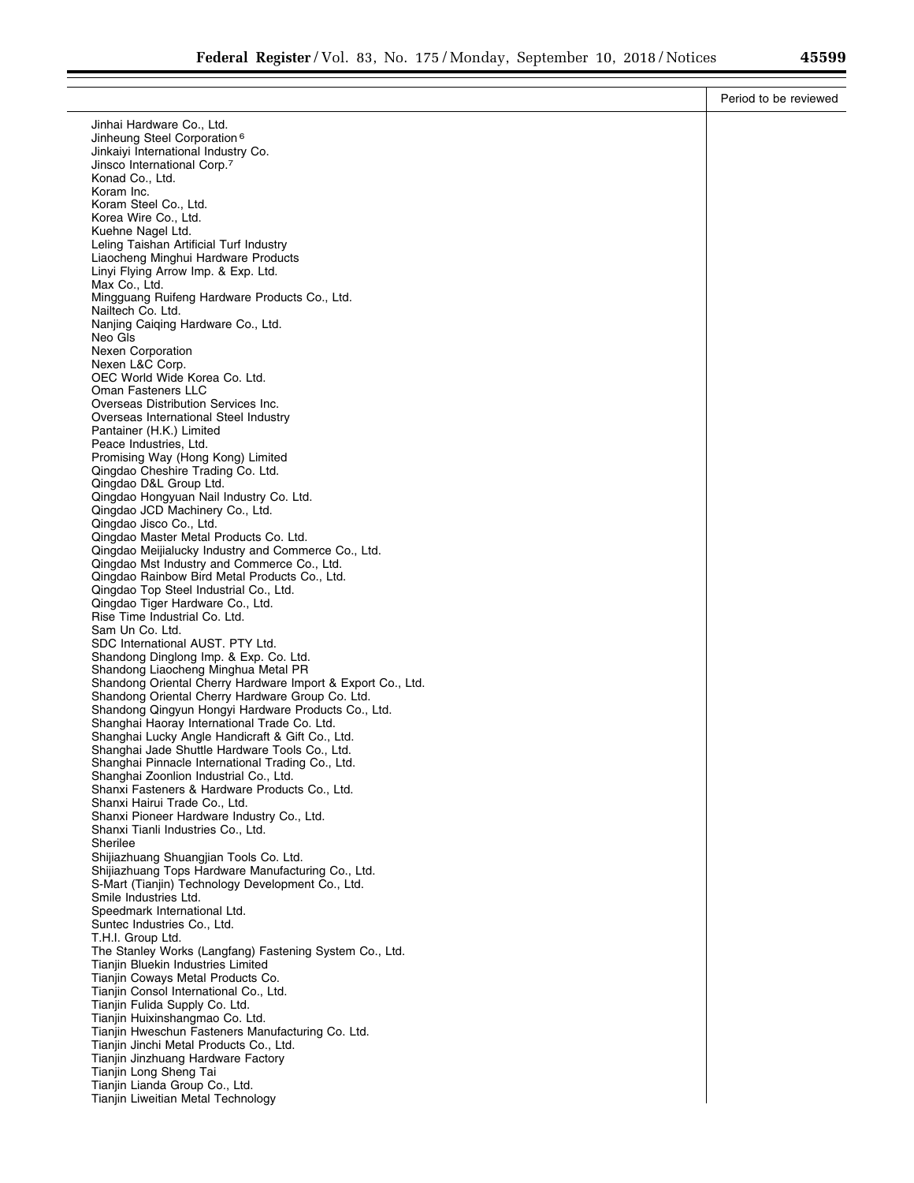| | Period to be reviewed |
|---|---|
| Jinhai Hardware Co., Ltd. | |
| Jinheung Steel Corporation [6] | |
| Jinkaiyi International Industry Co. | |
| Jinsco International Corp.[7] | |
| Konad Co., Ltd. | |
| Koram Inc. | |
| Koram Steel Co., Ltd. | |
| Korea Wire Co., Ltd. | |
| Kuehne Nagel Ltd. | |
| Leling Taishan Artificial Turf Industry | |
| Liaocheng Minghui Hardware Products | |
| Linyi Flying Arrow Imp. & Exp. Ltd. | |
| Max Co., Ltd. | |
| Mingguang Ruifeng Hardware Products Co., Ltd. | |
| Nailtech Co. Ltd. | |
| Nanjing Caiqing Hardware Co., Ltd. | |
| Neo Gls | |
| Nexen Corporation | |
| Nexen L&C Corp. | |
| OEC World Wide Korea Co. Ltd. | |
| Oman Fasteners LLC | |
| Overseas Distribution Services Inc. | |
| Overseas International Steel Industry | |
| Pantainer (H.K.) Limited | |
| Peace Industries, Ltd. | |
| Promising Way (Hong Kong) Limited | |
| Qingdao Cheshire Trading Co. Ltd. | |
| Qingdao D&L Group Ltd. | |
| Qingdao Hongyuan Nail Industry Co. Ltd. | |
| Qingdao JCD Machinery Co., Ltd. | |
| Qingdao Jisco Co., Ltd. | |
| Qingdao Master Metal Products Co. Ltd. | |
| Qingdao Meijialucky Industry and Commerce Co., Ltd. | |
| Qingdao Mst Industry and Commerce Co., Ltd. | |
| Qingdao Rainbow Bird Metal Products Co., Ltd. | |
| Qingdao Top Steel Industrial Co., Ltd. | |
| Qingdao Tiger Hardware Co., Ltd. | |
| Rise Time Industrial Co. Ltd. | |
| Sam Un Co. Ltd. | |
| SDC International AUST. PTY Ltd. | |
| Shandong Dinglong Imp. & Exp. Co. Ltd. | |
| Shandong Liaocheng Minghua Metal PR | |
| Shandong Oriental Cherry Hardware Import & Export Co., Ltd. | |
| Shandong Oriental Cherry Hardware Group Co. Ltd. | |
| Shandong Qingyun Hongyi Hardware Products Co., Ltd. | |
| Shanghai Haoray International Trade Co. Ltd. | |
| Shanghai Lucky Angle Handicraft & Gift Co., Ltd. | |
| Shanghai Jade Shuttle Hardware Tools Co., Ltd. | |
| Shanghai Pinnacle International Trading Co., Ltd. | |
| Shanghai Zoonlion Industrial Co., Ltd. | |
| Shanxi Fasteners & Hardware Products Co., Ltd. | |
| Shanxi Hairui Trade Co., Ltd. | |
| Shanxi Pioneer Hardware Industry Co., Ltd. | |
| Shanxi Tianli Industries Co., Ltd. | |
| Sherilee | |
| Shijiazhuang Shuangjian Tools Co. Ltd. | |
| Shijiazhuang Tops Hardware Manufacturing Co., Ltd. | |
| S-Mart (Tianjin) Technology Development Co., Ltd. | |
| Smile Industries Ltd. | |
| Speedmark International Ltd. | |
| Suntec Industries Co., Ltd. | |
| T.H.I. Group Ltd. | |
| The Stanley Works (Langfang) Fastening System Co., Ltd. | |
| Tianjin Bluekin Industries Limited | |
| Tianjin Coways Metal Products Co. | |
| Tianjin Consol International Co., Ltd. | |
| Tianjin Fulida Supply Co. Ltd. | |
| Tianjin Huixinshangmao Co. Ltd. | |
| Tianjin Hweschun Fasteners Manufacturing Co. Ltd. | |
| Tianjin Jinchi Metal Products Co., Ltd. | |
| Tianjin Jinzhuang Hardware Factory | |
| Tianjin Long Sheng Tai | |
| Tianjin Lianda Group Co., Ltd. | |
| Tianjin Liweitian Metal Technology | |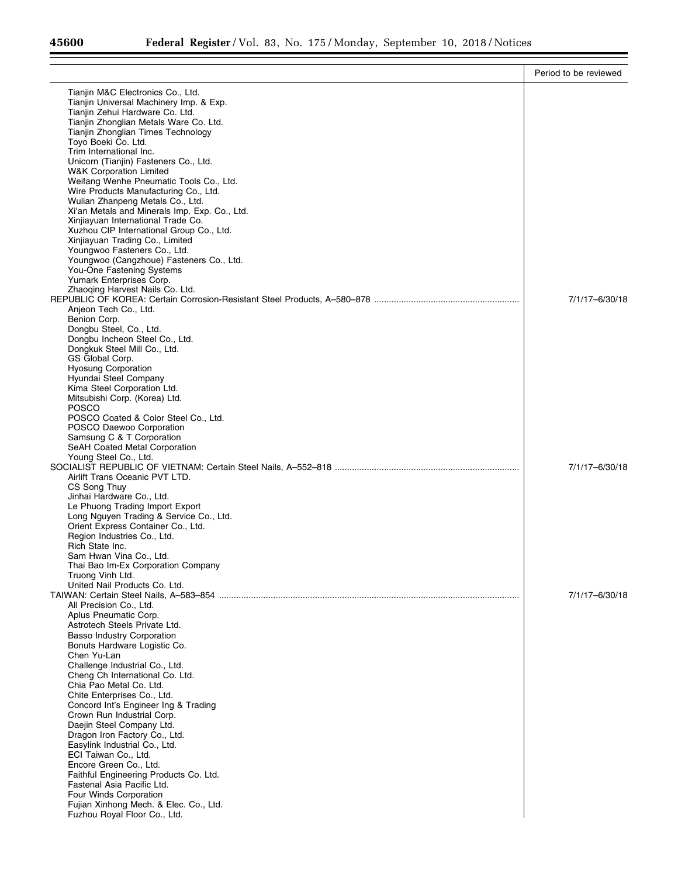| | Period to be reviewed |
|---|---|
| Tianjin M&C Electronics Co., Ltd. | |
| Tianjin Universal Machinery Imp. & Exp. | |
| Tianjin Zehui Hardware Co. Ltd. | |
| Tianjin Zhonglian Metals Ware Co. Ltd. | |
| Tianjin Zhonglian Times Technology | |
| Toyo Boeki Co. Ltd. | |
| Trim International Inc. | |
| Unicorn (Tianjin) Fasteners Co., Ltd. | |
| W&K Corporation Limited | |
| Weifang Wenhe Pneumatic Tools Co., Ltd. | |
| Wire Products Manufacturing Co., Ltd. | |
| Wulian Zhanpeng Metals Co., Ltd. | |
| Xi'an Metals and Minerals Imp. Exp. Co., Ltd. | |
| Xinjiayuan International Trade Co. | |
| Xuzhou CIP International Group Co., Ltd. | |
| Xinjiayuan Trading Co., Limited | |
| Youngwoo Fasteners Co., Ltd. | |
| Youngwoo (Cangzhoue) Fasteners Co., Ltd. | |
| You-One Fastening Systems | |
| Yumark Enterprises Corp. | |
| Zhaoqing Harvest Nails Co. Ltd. | |
| REPUBLIC OF KOREA: Certain Corrosion-Resistant Steel Products, A–580–878 | 7/1/17–6/30/18 |
| Anjeon Tech Co., Ltd. | |
| Benion Corp. | |
| Dongbu Steel, Co., Ltd. | |
| Dongbu Incheon Steel Co., Ltd. | |
| Dongkuk Steel Mill Co., Ltd. | |
| GS Global Corp. | |
| Hyosung Corporation | |
| Hyundai Steel Company | |
| Kima Steel Corporation Ltd. | |
| Mitsubishi Corp. (Korea) Ltd. | |
| POSCO | |
| POSCO Coated & Color Steel Co., Ltd. | |
| POSCO Daewoo Corporation | |
| Samsung C & T Corporation | |
| SeAH Coated Metal Corporation | |
| Young Steel Co., Ltd. | |
| SOCIALIST REPUBLIC OF VIETNAM: Certain Steel Nails, A–552–818 | 7/1/17–6/30/18 |
| Airlift Trans Oceanic PVT LTD. | |
| CS Song Thuy | |
| Jinhai Hardware Co., Ltd. | |
| Le Phuong Trading Import Export | |
| Long Nguyen Trading & Service Co., Ltd. | |
| Orient Express Container Co., Ltd. | |
| Region Industries Co., Ltd. | |
| Rich State Inc. | |
| Sam Hwan Vina Co., Ltd. | |
| Thai Bao Im-Ex Corporation Company | |
| Truong Vinh Ltd. | |
| United Nail Products Co. Ltd. | |
| TAIWAN: Certain Steel Nails, A–583–854 | 7/1/17–6/30/18 |
| All Precision Co., Ltd. | |
| Aplus Pneumatic Corp. | |
| Astrotech Steels Private Ltd. | |
| Basso Industry Corporation | |
| Bonuts Hardware Logistic Co. | |
| Chen Yu-Lan | |
| Challenge Industrial Co., Ltd. | |
| Cheng Ch International Co. Ltd. | |
| Chia Pao Metal Co. Ltd. | |
| Chite Enterprises Co., Ltd. | |
| Concord Int's Engineer Ing & Trading | |
| Crown Run Industrial Corp. | |
| Daejin Steel Company Ltd. | |
| Dragon Iron Factory Co., Ltd. | |
| Easylink Industrial Co., Ltd. | |
| ECI Taiwan Co., Ltd. | |
| Encore Green Co., Ltd. | |
| Faithful Engineering Products Co. Ltd. | |
| Fastenal Asia Pacific Ltd. | |
| Four Winds Corporation | |
| Fujian Xinhong Mech. & Elec. Co., Ltd. | |
| Fuzhou Royal Floor Co., Ltd. | |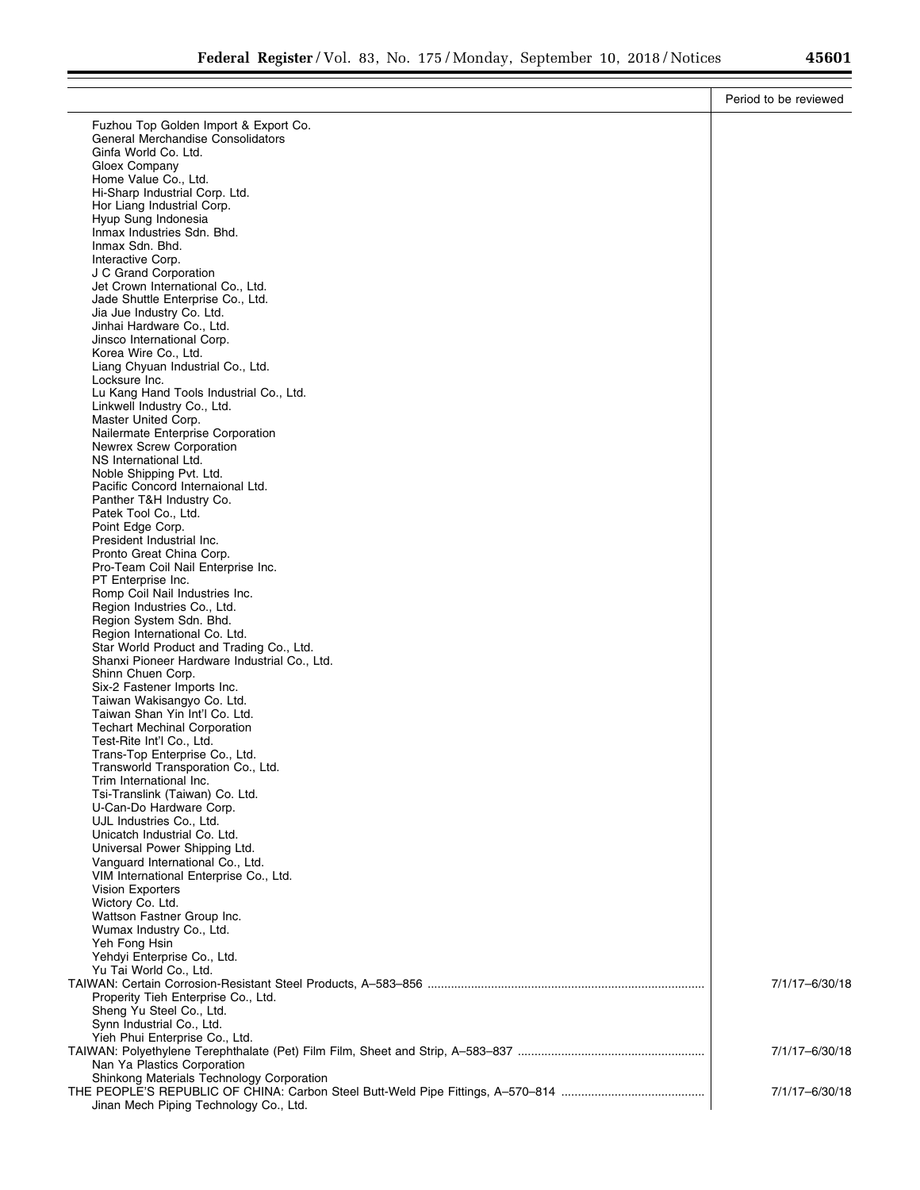| | Period to be reviewed |
|---|---|
| Fuzhou Top Golden Import & Export Co. | |
| General Merchandise Consolidators | |
| Ginfa World Co. Ltd. | |
| Gloex Company | |
| Home Value Co., Ltd. | |
| Hi-Sharp Industrial Corp. Ltd. | |
| Hor Liang Industrial Corp. | |
| Hyup Sung Indonesia | |
| Inmax Industries Sdn. Bhd. | |
| Inmax Sdn. Bhd. | |
| Interactive Corp. | |
| J C Grand Corporation | |
| Jet Crown International Co., Ltd. | |
| Jade Shuttle Enterprise Co., Ltd. | |
| Jia Jue Industry Co. Ltd. | |
| Jinhai Hardware Co., Ltd. | |
| Jinsco International Corp. | |
| Korea Wire Co., Ltd. | |
| Liang Chyuan Industrial Co., Ltd. | |
| Locksure Inc. | |
| Lu Kang Hand Tools Industrial Co., Ltd. | |
| Linkwell Industry Co., Ltd. | |
| Master United Corp. | |
| Nailermate Enterprise Corporation | |
| Newrex Screw Corporation | |
| NS International Ltd. | |
| Noble Shipping Pvt. Ltd. | |
| Pacific Concord Internaional Ltd. | |
| Panther T&H Industry Co. | |
| Patek Tool Co., Ltd. | |
| Point Edge Corp. | |
| President Industrial Inc. | |
| Pronto Great China Corp. | |
| Pro-Team Coil Nail Enterprise Inc. | |
| PT Enterprise Inc. | |
| Romp Coil Nail Industries Inc. | |
| Region Industries Co., Ltd. | |
| Region System Sdn. Bhd. | |
| Region International Co. Ltd. | |
| Star World Product and Trading Co., Ltd. | |
| Shanxi Pioneer Hardware Industrial Co., Ltd. | |
| Shinn Chuen Corp. | |
| Six-2 Fastener Imports Inc. | |
| Taiwan Wakisangyo Co. Ltd. | |
| Taiwan Shan Yin Int'l Co. Ltd. | |
| Techart Mechinal Corporation | |
| Test-Rite Int'l Co., Ltd. | |
| Trans-Top Enterprise Co., Ltd. | |
| Transworld Transporation Co., Ltd. | |
| Trim International Inc. | |
| Tsi-Translink (Taiwan) Co. Ltd. | |
| U-Can-Do Hardware Corp. | |
| UJL Industries Co., Ltd. | |
| Unicatch Industrial Co. Ltd. | |
| Universal Power Shipping Ltd. | |
| Vanguard International Co., Ltd. | |
| VIM International Enterprise Co., Ltd. | |
| Vision Exporters | |
| Wictory Co. Ltd. | |
| Wattson Fastner Group Inc. | |
| Wumax Industry Co., Ltd. | |
| Yeh Fong Hsin | |
| Yehdyi Enterprise Co., Ltd. | |
| Yu Tai World Co., Ltd. | |
| TAIWAN: Certain Corrosion-Resistant Steel Products, A–583–856 | 7/1/17–6/30/18 |
| Properity Tieh Enterprise Co., Ltd. | |
| Sheng Yu Steel Co., Ltd. | |
| Synn Industrial Co., Ltd. | |
| Yieh Phui Enterprise Co., Ltd. | |
| TAIWAN: Polyethylene Terephthalate (Pet) Film Film, Sheet and Strip, A–583–837 | 7/1/17–6/30/18 |
| Nan Ya Plastics Corporation | |
| Shinkong Materials Technology Corporation | |
| THE PEOPLE'S REPUBLIC OF CHINA: Carbon Steel Butt-Weld Pipe Fittings, A–570–814 | 7/1/17–6/30/18 |
| Jinan Mech Piping Technology Co., Ltd. | |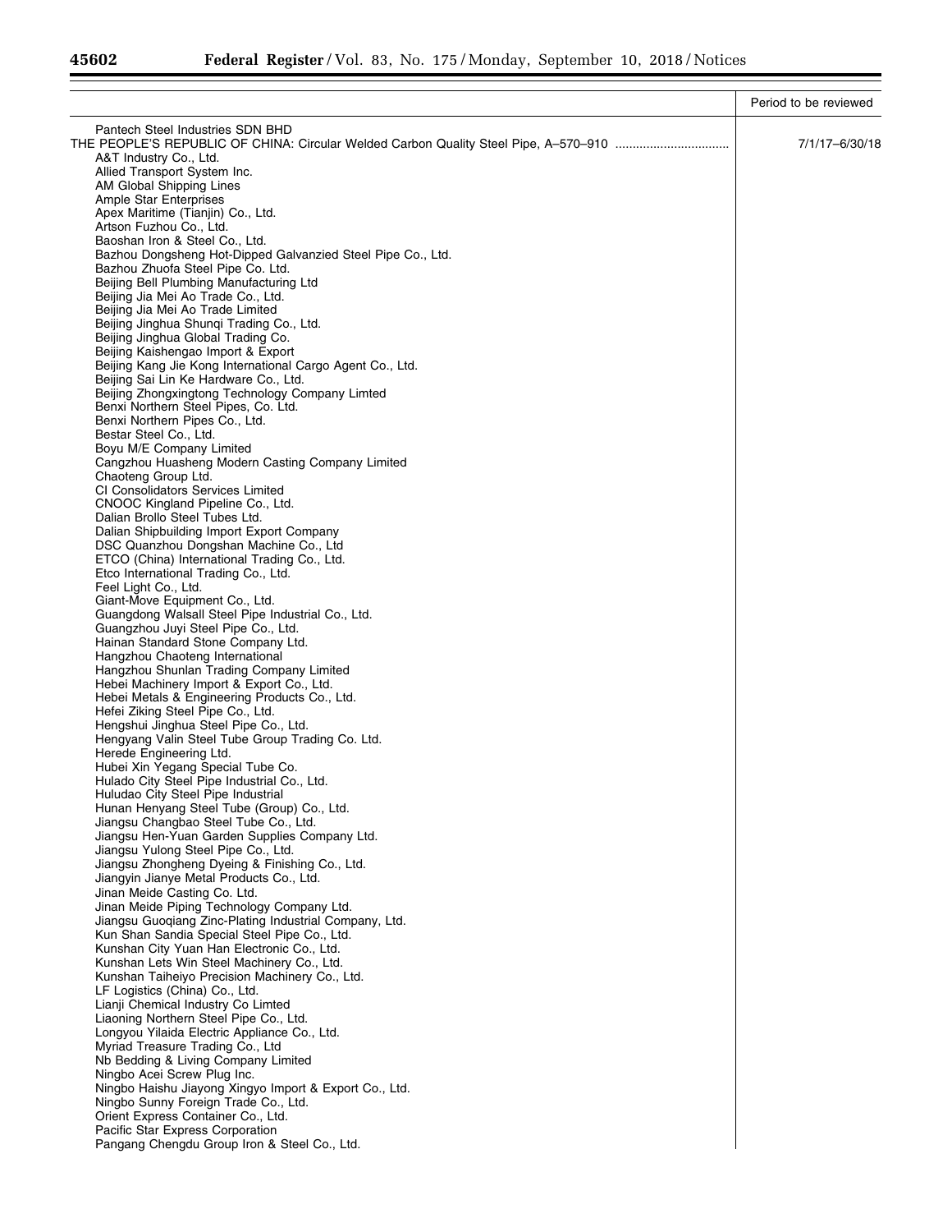| | Period to be reviewed |
|---|---|
| Pantech Steel Industries SDN BHD | |
| THE PEOPLE'S REPUBLIC OF CHINA: Circular Welded Carbon Quality Steel Pipe, A–570–910 | 7/1/17–6/30/18 |
| A&T Industry Co., Ltd. | |
| Allied Transport System Inc. | |
| AM Global Shipping Lines | |
| Ample Star Enterprises | |
| Apex Maritime (Tianjin) Co., Ltd. | |
| Artson Fuzhou Co., Ltd. | |
| Baoshan Iron & Steel Co., Ltd. | |
| Bazhou Dongsheng Hot-Dipped Galvanzied Steel Pipe Co., Ltd. | |
| Bazhou Zhuofa Steel Pipe Co. Ltd. | |
| Beijing Bell Plumbing Manufacturing Ltd | |
| Beijing Jia Mei Ao Trade Co., Ltd. | |
| Beijing Jia Mei Ao Trade Limited | |
| Beijing Jinghua Shunqi Trading Co., Ltd. | |
| Beijing Jinghua Global Trading Co. | |
| Beijing Kaishengao Import & Export | |
| Beijing Kang Jie Kong International Cargo Agent Co., Ltd. | |
| Beijing Sai Lin Ke Hardware Co., Ltd. | |
| Beijing Zhongxingtong Technology Company Limted | |
| Benxi Northern Steel Pipes, Co. Ltd. | |
| Benxi Northern Pipes Co., Ltd. | |
| Bestar Steel Co., Ltd. | |
| Boyu M/E Company Limited | |
| Cangzhou Huasheng Modern Casting Company Limited | |
| Chaoteng Group Ltd. | |
| CI Consolidators Services Limited | |
| CNOOC Kingland Pipeline Co., Ltd. | |
| Dalian Brollo Steel Tubes Ltd. | |
| Dalian Shipbuilding Import Export Company | |
| DSC Quanzhou Dongshan Machine Co., Ltd | |
| ETCO (China) International Trading Co., Ltd. | |
| Etco International Trading Co., Ltd. | |
| Feel Light Co., Ltd. | |
| Giant-Move Equipment Co., Ltd. | |
| Guangdong Walsall Steel Pipe Industrial Co., Ltd. | |
| Guangzhou Juyi Steel Pipe Co., Ltd. | |
| Hainan Standard Stone Company Ltd. | |
| Hangzhou Chaoteng International | |
| Hangzhou Shunlan Trading Company Limited | |
| Hebei Machinery Import & Export Co., Ltd. | |
| Hebei Metals & Engineering Products Co., Ltd. | |
| Hefei Ziking Steel Pipe Co., Ltd. | |
| Hengshui Jinghua Steel Pipe Co., Ltd. | |
| Hengyang Valin Steel Tube Group Trading Co. Ltd. | |
| Herede Engineering Ltd. | |
| Hubei Xin Yegang Special Tube Co. | |
| Hulado City Steel Pipe Industrial Co., Ltd. | |
| Huludao City Steel Pipe Industrial | |
| Hunan Henyang Steel Tube (Group) Co., Ltd. | |
| Jiangsu Changbao Steel Tube Co., Ltd. | |
| Jiangsu Hen-Yuan Garden Supplies Company Ltd. | |
| Jiangsu Yulong Steel Pipe Co., Ltd. | |
| Jiangsu Zhongheng Dyeing & Finishing Co., Ltd. | |
| Jiangyin Jianye Metal Products Co., Ltd. | |
| Jinan Meide Casting Co. Ltd. | |
| Jinan Meide Piping Technology Company Ltd. | |
| Jiangsu Guoqiang Zinc-Plating Industrial Company, Ltd. | |
| Kun Shan Sandia Special Steel Pipe Co., Ltd. | |
| Kunshan City Yuan Han Electronic Co., Ltd. | |
| Kunshan Lets Win Steel Machinery Co., Ltd. | |
| Kunshan Taiheiyo Precision Machinery Co., Ltd. | |
| LF Logistics (China) Co., Ltd. | |
| Lianji Chemical Industry Co Limted | |
| Liaoning Northern Steel Pipe Co., Ltd. | |
| Longyou Yilaida Electric Appliance Co., Ltd. | |
| Myriad Treasure Trading Co., Ltd | |
| Nb Bedding & Living Company Limited | |
| Ningbo Acei Screw Plug Inc. | |
| Ningbo Haishu Jiayong Xingyo Import & Export Co., Ltd. | |
| Ningbo Sunny Foreign Trade Co., Ltd. | |
| Orient Express Container Co., Ltd. | |
| Pacific Star Express Corporation | |
| Pangang Chengdu Group Iron & Steel Co., Ltd. | |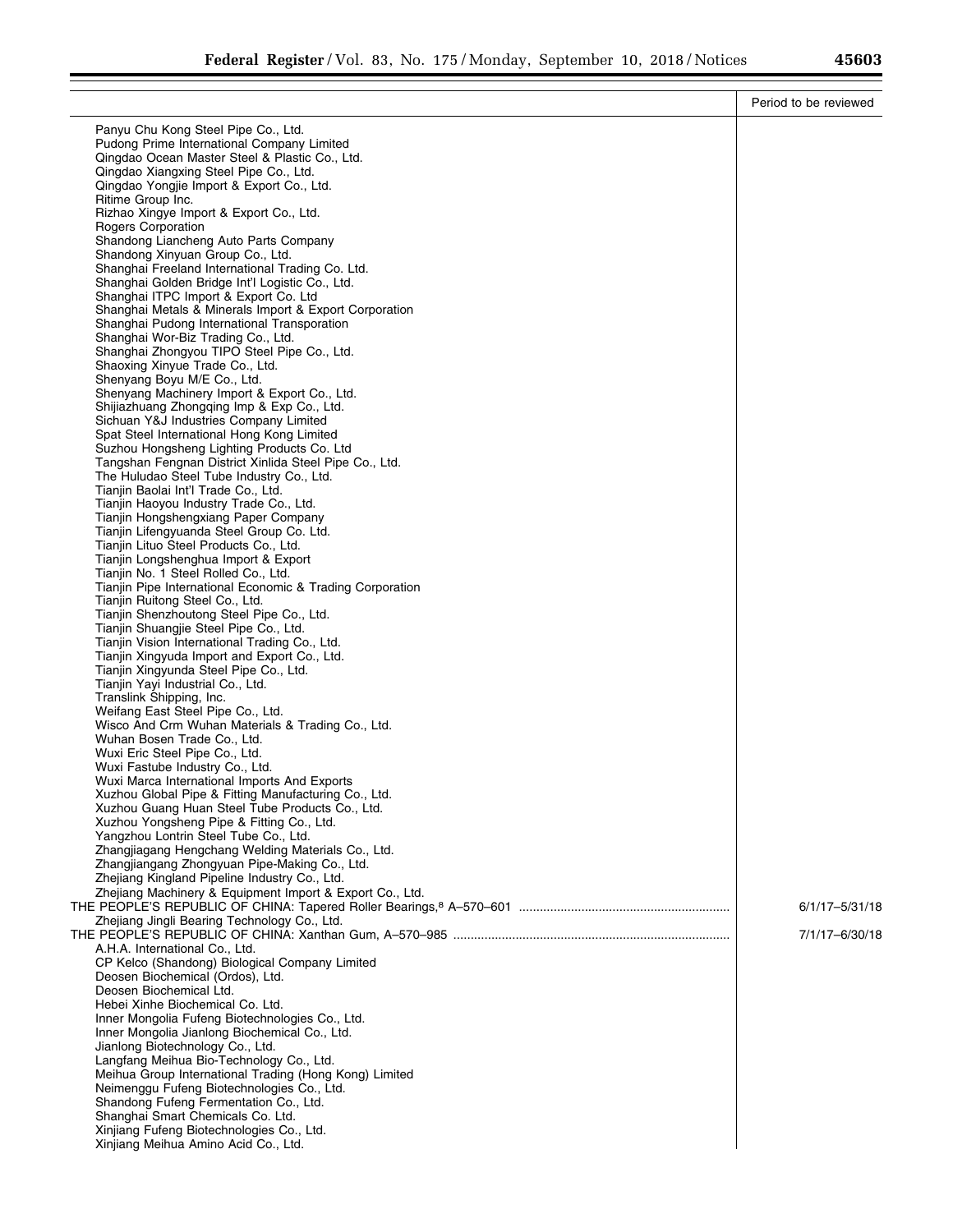| | Period to be reviewed |
|---|---|
| Panyu Chu Kong Steel Pipe Co., Ltd. | |
| Pudong Prime International Company Limited | |
| Qingdao Ocean Master Steel & Plastic Co., Ltd. | |
| Qingdao Xiangxing Steel Pipe Co., Ltd. | |
| Qingdao Yongjie Import & Export Co., Ltd. | |
| Ritime Group Inc. | |
| Rizhao Xingye Import & Export Co., Ltd. | |
| Rogers Corporation | |
| Shandong Liancheng Auto Parts Company | |
| Shandong Xinyuan Group Co., Ltd. | |
| Shanghai Freeland International Trading Co. Ltd. | |
| Shanghai Golden Bridge Int'l Logistic Co., Ltd. | |
| Shanghai ITPC Import & Export Co. Ltd | |
| Shanghai Metals & Minerals Import & Export Corporation | |
| Shanghai Pudong International Transporation | |
| Shanghai Wor-Biz Trading Co., Ltd. | |
| Shanghai Zhongyou TIPO Steel Pipe Co., Ltd. | |
| Shaoxing Xinyue Trade Co., Ltd. | |
| Shenyang Boyu M/E Co., Ltd. | |
| Shenyang Machinery Import & Export Co., Ltd. | |
| Shijiazhuang Zhongqing Imp & Exp Co., Ltd. | |
| Sichuan Y&J Industries Company Limited | |
| Spat Steel International Hong Kong Limited | |
| Suzhou Hongsheng Lighting Products Co. Ltd | |
| Tangshan Fengnan District Xinlida Steel Pipe Co., Ltd. | |
| The Huludao Steel Tube Industry Co., Ltd. | |
| Tianjin Baolai Int'l Trade Co., Ltd. | |
| Tianjin Haoyou Industry Trade Co., Ltd. | |
| Tianjin Hongshengxiang Paper Company | |
| Tianjin Lifengyuanda Steel Group Co. Ltd. | |
| Tianjin Lituo Steel Products Co., Ltd. | |
| Tianjin Longshenghua Import & Export | |
| Tianjin No. 1 Steel Rolled Co., Ltd. | |
| Tianjin Pipe International Economic & Trading Corporation | |
| Tianjin Ruitong Steel Co., Ltd. | |
| Tianjin Shenzhoutong Steel Pipe Co., Ltd. | |
| Tianjin Shuangjie Steel Pipe Co., Ltd. | |
| Tianjin Vision International Trading Co., Ltd. | |
| Tianjin Xingyuda Import and Export Co., Ltd. | |
| Tianjin Xingyunda Steel Pipe Co., Ltd. | |
| Tianjin Yayi Industrial Co., Ltd. | |
| Translink Shipping, Inc. | |
| Weifang East Steel Pipe Co., Ltd. | |
| Wisco And Crm Wuhan Materials & Trading Co., Ltd. | |
| Wuhan Bosen Trade Co., Ltd. | |
| Wuxi Eric Steel Pipe Co., Ltd. | |
| Wuxi Fastube Industry Co., Ltd. | |
| Wuxi Marca International Imports And Exports | |
| Xuzhou Global Pipe & Fitting Manufacturing Co., Ltd. | |
| Xuzhou Guang Huan Steel Tube Products Co., Ltd. | |
| Xuzhou Yongsheng Pipe & Fitting Co., Ltd. | |
| Yangzhou Lontrin Steel Tube Co., Ltd. | |
| Zhangjiagang Hengchang Welding Materials Co., Ltd. | |
| Zhangjiangang Zhongyuan Pipe-Making Co., Ltd. | |
| Zhejiang Kingland Pipeline Industry Co., Ltd. | |
| Zhejiang Machinery & Equipment Import & Export Co., Ltd. | |
| THE PEOPLE'S REPUBLIC OF CHINA: Tapered Roller Bearings,[8] A–570–601 | 6/1/17–5/31/18 |
| Zhejiang Jingli Bearing Technology Co., Ltd. | |
| THE PEOPLE'S REPUBLIC OF CHINA: Xanthan Gum, A–570–985 | 7/1/17–6/30/18 |
| A.H.A. International Co., Ltd. | |
| CP Kelco (Shandong) Biological Company Limited | |
| Deosen Biochemical (Ordos), Ltd. | |
| Deosen Biochemical Ltd. | |
| Hebei Xinhe Biochemical Co. Ltd. | |
| Inner Mongolia Fufeng Biotechnologies Co., Ltd. | |
| Inner Mongolia Jianlong Biochemical Co., Ltd. | |
| Jianlong Biotechnology Co., Ltd. | |
| Langfang Meihua Bio-Technology Co., Ltd. | |
| Meihua Group International Trading (Hong Kong) Limited | |
| Neimenggu Fufeng Biotechnologies Co., Ltd. | |
| Shandong Fufeng Fermentation Co., Ltd. | |
| Shanghai Smart Chemicals Co. Ltd. | |
| Xinjiang Fufeng Biotechnologies Co., Ltd. | |
| Xinjiang Meihua Amino Acid Co., Ltd. | |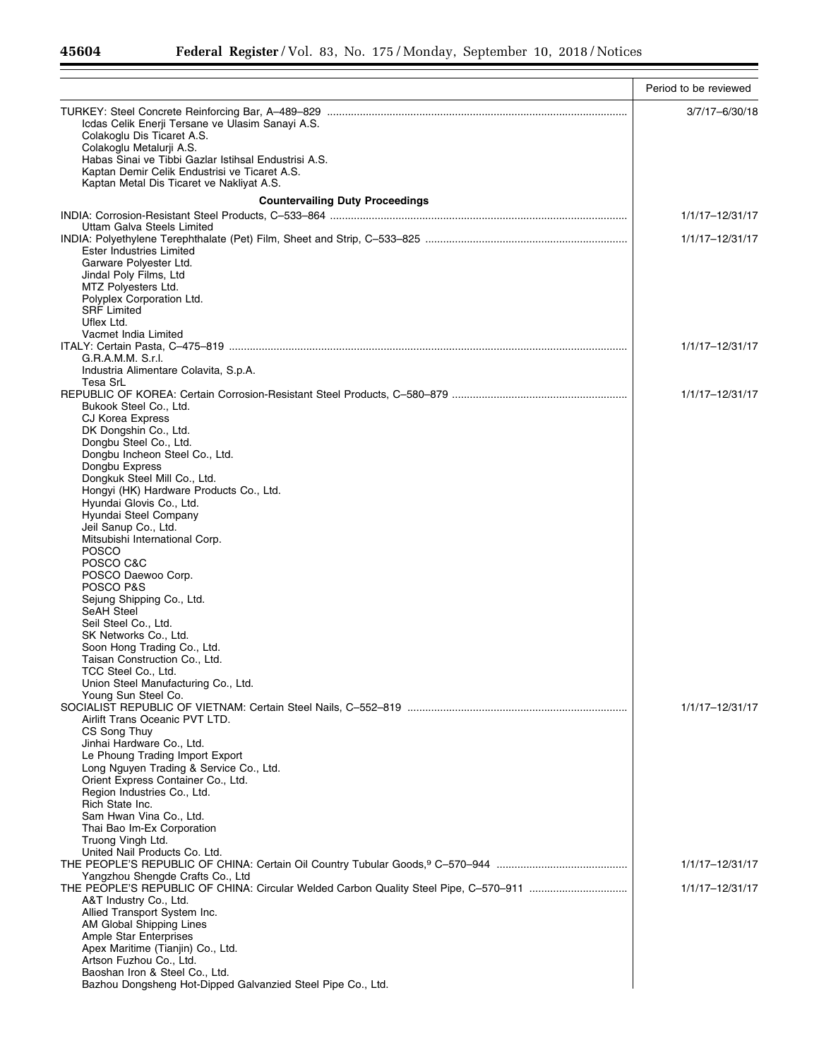| | Period to be reviewed |
|---|---|
| TURKEY: Steel Concrete Reinforcing Bar, A–489–829 | 3/7/17–6/30/18 |
| Icdas Celik Enerji Tersane ve Ulasim Sanayi A.S. | |
| Colakoglu Dis Ticaret A.S. | |
| Colakoglu Metalurji A.S. | |
| Habas Sinai ve Tibbi Gazlar Istihsal Endustrisi A.S. | |
| Kaptan Demir Celik Endustrisi ve Ticaret A.S. | |
| Kaptan Metal Dis Ticaret ve Nakliyat A.S. | |
| **Countervailing Duty Proceedings** | |
| INDIA: Corrosion-Resistant Steel Products, C–533–864 | 1/1/17–12/31/17 |
| Uttam Galva Steels Limited | |
| INDIA: Polyethylene Terephthalate (Pet) Film, Sheet and Strip, C–533–825 | 1/1/17–12/31/17 |
| Ester Industries Limited | |
| Garware Polyester Ltd. | |
| Jindal Poly Films, Ltd | |
| MTZ Polyesters Ltd. | |
| Polyplex Corporation Ltd. | |
| SRF Limited | |
| Uflex Ltd. | |
| Vacmet India Limited | |
| ITALY: Certain Pasta, C–475–819 | 1/1/17–12/31/17 |
| G.R.A.M.M. S.r.l. | |
| Industria Alimentare Colavita, S.p.A. | |
| Tesa SrL | |
| REPUBLIC OF KOREA: Certain Corrosion-Resistant Steel Products, C–580–879 | 1/1/17–12/31/17 |
| Bukook Steel Co., Ltd. | |
| CJ Korea Express | |
| DK Dongshin Co., Ltd. | |
| Dongbu Steel Co., Ltd. | |
| Dongbu Incheon Steel Co., Ltd. | |
| Dongbu Express | |
| Dongkuk Steel Mill Co., Ltd. | |
| Hongyi (HK) Hardware Products Co., Ltd. | |
| Hyundai Glovis Co., Ltd. | |
| Hyundai Steel Company | |
| Jeil Sanup Co., Ltd. | |
| Mitsubishi International Corp. | |
| POSCO | |
| POSCO C&C | |
| POSCO Daewoo Corp. | |
| POSCO P&S | |
| Sejung Shipping Co., Ltd. | |
| SeAH Steel | |
| Seil Steel Co., Ltd. | |
| SK Networks Co., Ltd. | |
| Soon Hong Trading Co., Ltd. | |
| Taisan Construction Co., Ltd. | |
| TCC Steel Co., Ltd. | |
| Union Steel Manufacturing Co., Ltd. | |
| Young Sun Steel Co. | |
| SOCIALIST REPUBLIC OF VIETNAM: Certain Steel Nails, C–552–819 | 1/1/17–12/31/17 |
| Airlift Trans Oceanic PVT LTD. | |
| CS Song Thuy | |
| Jinhai Hardware Co., Ltd. | |
| Le Phoung Trading Import Export | |
| Long Nguyen Trading & Service Co., Ltd. | |
| Orient Express Container Co., Ltd. | |
| Region Industries Co., Ltd. | |
| Rich State Inc. | |
| Sam Hwan Vina Co., Ltd. | |
| Thai Bao Im-Ex Corporation | |
| Truong Vingh Ltd. | |
| United Nail Products Co. Ltd. | |
| THE PEOPLE'S REPUBLIC OF CHINA: Certain Oil Country Tubular Goods,[9] C–570–944 | 1/1/17–12/31/17 |
| Yangzhou Shengde Crafts Co., Ltd | |
| THE PEOPLE'S REPUBLIC OF CHINA: Circular Welded Carbon Quality Steel Pipe, C–570–911 | 1/1/17–12/31/17 |
| A&T Industry Co., Ltd. | |
| Allied Transport System Inc. | |
| AM Global Shipping Lines | |
| Ample Star Enterprises | |
| Apex Maritime (Tianjin) Co., Ltd. | |
| Artson Fuzhou Co., Ltd. | |
| Baoshan Iron & Steel Co., Ltd. | |
| Bazhou Dongsheng Hot-Dipped Galvanzied Steel Pipe Co., Ltd. | |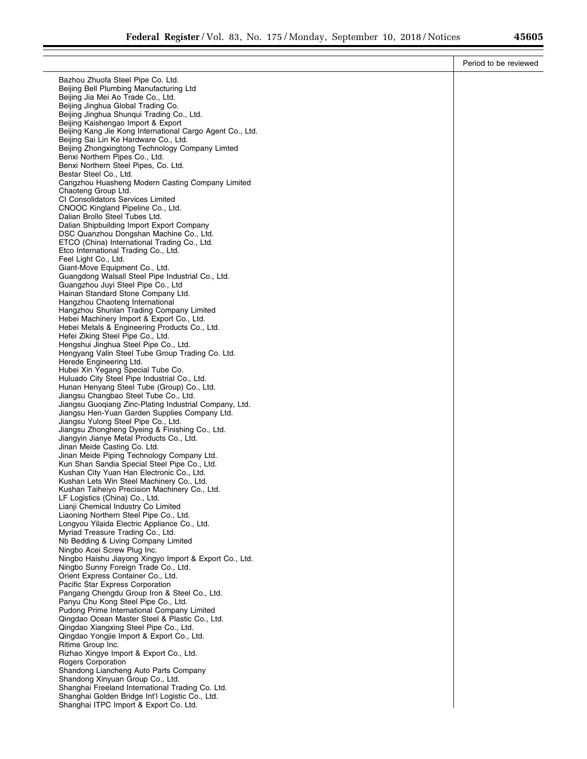| | Period to be reviewed |
|---|---|
| Bazhou Zhuofa Steel Pipe Co. Ltd. | |
| Beijing Bell Plumbing Manufacturing Ltd | |
| Beijing Jia Mei Ao Trade Co., Ltd. | |
| Beijing Jinghua Global Trading Co. | |
| Beijing Jinghua Shunqui Trading Co., Ltd. | |
| Beijing Kaishengao Import & Export | |
| Beijing Kang Jie Kong International Cargo Agent Co., Ltd. | |
| Beijing Sai Lin Ke Hardware Co., Ltd. | |
| Beijing Zhongxingtong Technology Company Limted | |
| Benxi Northern Pipes Co., Ltd. | |
| Benxi Northern Steel Pipes, Co. Ltd. | |
| Bestar Steel Co., Ltd. | |
| Cangzhou Huasheng Modern Casting Company Limited | |
| Chaoteng Group Ltd. | |
| CI Consolidators Services Limited | |
| CNOOC Kingland Pipeline Co., Ltd. | |
| Dalian Brollo Steel Tubes Ltd. | |
| Dalian Shipbuilding Import Export Company | |
| DSC Quanzhou Dongshan Machine Co., Ltd. | |
| ETCO (China) International Trading Co., Ltd. | |
| Etco International Trading Co., Ltd. | |
| Feel Light Co., Ltd. | |
| Giant-Move Equipment Co., Ltd. | |
| Guangdong Walsall Steel Pipe Industrial Co., Ltd. | |
| Guangzhou Juyi Steel Pipe Co., Ltd | |
| Hainan Standard Stone Company Ltd. | |
| Hangzhou Chaoteng International | |
| Hangzhou Shunlan Trading Company Limited | |
| Hebei Machinery Import & Export Co., Ltd. | |
| Hebei Metals & Engineering Products Co., Ltd. | |
| Hefei Ziking Steel Pipe Co., Ltd. | |
| Hengshui Jinghua Steel Pipe Co., Ltd. | |
| Hengyang Valin Steel Tube Group Trading Co. Ltd. | |
| Herede Engineering Ltd. | |
| Hubei Xin Yegang Special Tube Co. | |
| Huluado City Steel Pipe Industrial Co., Ltd. | |
| Hunan Henyang Steel Tube (Group) Co., Ltd. | |
| Jiangsu Changbao Steel Tube Co., Ltd. | |
| Jiangsu Guoqiang Zinc-Plating Industrial Company, Ltd. | |
| Jiangsu Hen-Yuan Garden Supplies Company Ltd. | |
| Jiangsu Yulong Steel Pipe Co., Ltd. | |
| Jiangsu Zhongheng Dyeing & Finishing Co., Ltd. | |
| Jiangyin Jianye Metal Products Co., Ltd. | |
| Jinan Meide Casting Co. Ltd. | |
| Jinan Meide Piping Technology Company Ltd. | |
| Kun Shan Sandia Special Steel Pipe Co., Ltd. | |
| Kushan City Yuan Han Electronic Co., Ltd. | |
| Kushan Lets Win Steel Machinery Co., Ltd. | |
| Kushan Taiheiyo Precision Machinery Co., Ltd. | |
| LF Logistics (China) Co., Ltd. | |
| Lianji Chemical Industry Co Limited | |
| Liaoning Northern Steel Pipe Co., Ltd. | |
| Longyou Yilaida Electric Appliance Co., Ltd. | |
| Myriad Treasure Trading Co., Ltd. | |
| Nb Bedding & Living Company Limited | |
| Ningbo Acei Screw Plug Inc. | |
| Ningbo Haishu Jiayong Xingyo Import & Export Co., Ltd. | |
| Ningbo Sunny Foreign Trade Co., Ltd. | |
| Orient Express Container Co., Ltd. | |
| Pacific Star Express Corporation | |
| Pangang Chengdu Group Iron & Steel Co., Ltd. | |
| Panyu Chu Kong Steel Pipe Co., Ltd. | |
| Pudong Prime International Company Limited | |
| Qingdao Ocean Master Steel & Plastic Co., Ltd. | |
| Qingdao Xiangxing Steel Pipe Co., Ltd. | |
| Qingdao Yongjie Import & Export Co., Ltd. | |
| Ritime Group Inc. | |
| Rizhao Xingye Import & Export Co., Ltd. | |
| Rogers Corporation | |
| Shandong Liancheng Auto Parts Company | |
| Shandong Xinyuan Group Co., Ltd. | |
| Shanghai Freeland International Trading Co. Ltd. | |
| Shanghai Golden Bridge Int'l Logistic Co., Ltd. | |
| Shanghai ITPC Import & Export Co. Ltd. | |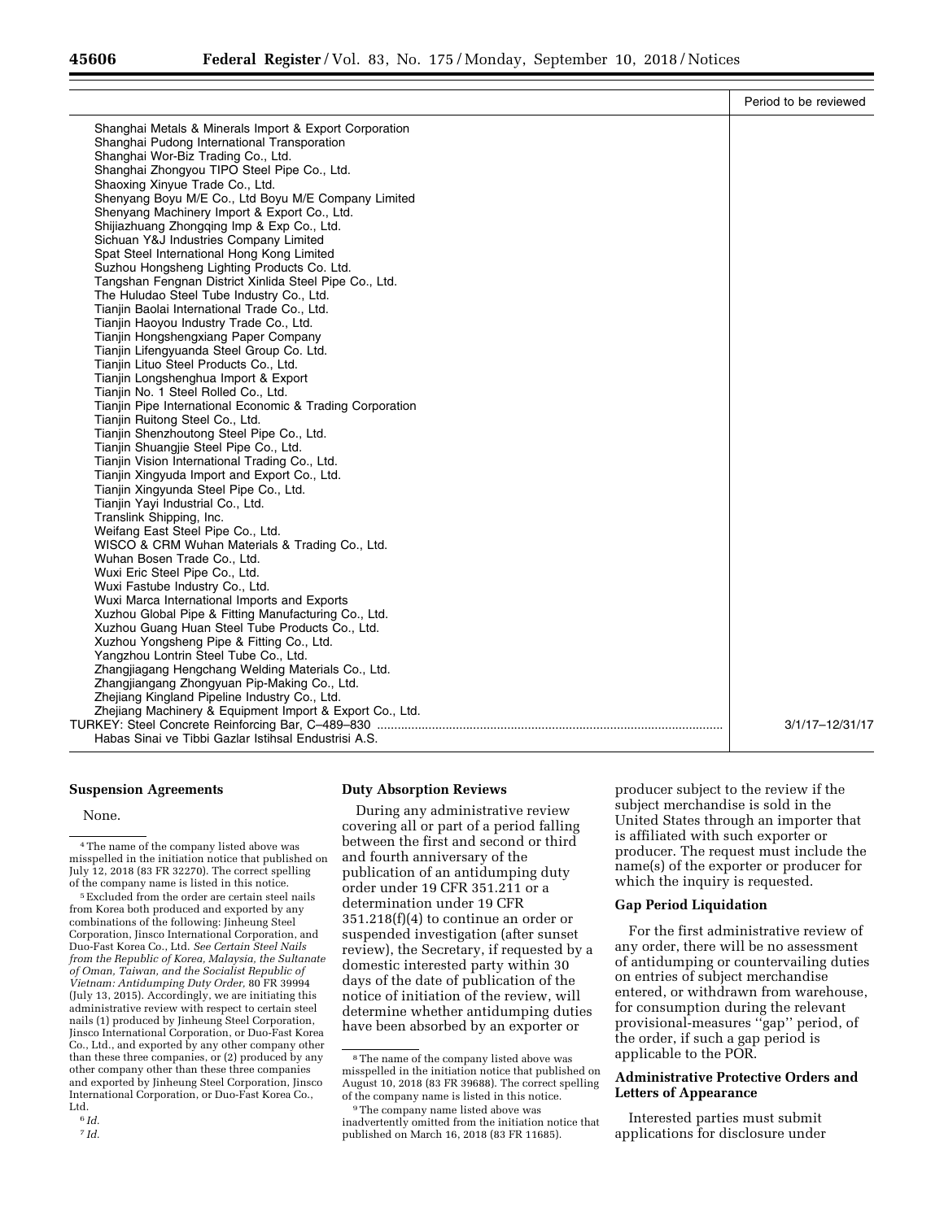| | Period to be reviewed |
|---|---|
| Shanghai Metals & Minerals Import & Export Corporation | |
| Shanghai Pudong International Transporation | |
| Shanghai Wor-Biz Trading Co., Ltd. | |
| Shanghai Zhongyou TIPO Steel Pipe Co., Ltd. | |
| Shaoxing Xinyue Trade Co., Ltd. | |
| Shenyang Boyu M/E Co., Ltd Boyu M/E Company Limited | |
| Shenyang Machinery Import & Export Co., Ltd. | |
| Shijiazhuang Zhongqing Imp & Exp Co., Ltd. | |
| Sichuan Y&J Industries Company Limited | |
| Spat Steel International Hong Kong Limited | |
| Suzhou Hongsheng Lighting Products Co. Ltd. | |
| Tangshan Fengnan District Xinlida Steel Pipe Co., Ltd. | |
| The Huludao Steel Tube Industry Co., Ltd. | |
| Tianjin Baolai International Trade Co., Ltd. | |
| Tianjin Haoyou Industry Trade Co., Ltd. | |
| Tianjin Hongshengxiang Paper Company | |
| Tianjin Lifengyuanda Steel Group Co. Ltd. | |
| Tianjin Lituo Steel Products Co., Ltd. | |
| Tianjin Longshenghua Import & Export | |
| Tianjin No. 1 Steel Rolled Co., Ltd. | |
| Tianjin Pipe International Economic & Trading Corporation | |
| Tianjin Ruitong Steel Co., Ltd. | |
| Tianjin Shenzhoutong Steel Pipe Co., Ltd. | |
| Tianjin Shuangjie Steel Pipe Co., Ltd. | |
| Tianjin Vision International Trading Co., Ltd. | |
| Tianjin Xingyuda Import and Export Co., Ltd. | |
| Tianjin Xingyunda Steel Pipe Co., Ltd. | |
| Tianjin Yayi Industrial Co., Ltd. | |
| Translink Shipping, Inc. | |
| Weifang East Steel Pipe Co., Ltd. | |
| WISCO & CRM Wuhan Materials & Trading Co., Ltd. | |
| Wuhan Bosen Trade Co., Ltd. | |
| Wuxi Eric Steel Pipe Co., Ltd. | |
| Wuxi Fastube Industry Co., Ltd. | |
| Wuxi Marca International Imports and Exports | |
| Xuzhou Global Pipe & Fitting Manufacturing Co., Ltd. | |
| Xuzhou Guang Huan Steel Tube Products Co., Ltd. | |
| Xuzhou Yongsheng Pipe & Fitting Co., Ltd. | |
| Yangzhou Lontrin Steel Tube Co., Ltd. | |
| Zhangjiagang Hengchang Welding Materials Co., Ltd. | |
| Zhangjiangang Zhongyuan Pip-Making Co., Ltd. | |
| Zhejiang Kingland Pipeline Industry Co., Ltd. | |
| Zhejiang Machinery & Equipment Import & Export Co., Ltd. | |
| TURKEY: Steel Concrete Reinforcing Bar, C–489–830 | 3/1/17–12/31/17 |
| Habas Sinai ve Tibbi Gazlar Istihsal Endustrisi A.S. | |

### Suspension Agreements

None.

### Duty Absorption Reviews

During any administrative review covering all or part of a period falling between the first and second or third and fourth anniversary of the publication of an antidumping duty order under 19 CFR 351.211 or a determination under 19 CFR 351.218(f)(4) to continue an order or suspended investigation (after sunset review), the Secretary, if requested by a domestic interested party within 30 days of the date of publication of the notice of initiation of the review, will determine whether antidumping duties have been absorbed by an exporter or producer subject to the review if the subject merchandise is sold in the United States through an importer that is affiliated with such exporter or producer. The request must include the name(s) of the exporter or producer for which the inquiry is requested.

### Gap Period Liquidation

For the first administrative review of any order, there will be no assessment of antidumping or countervailing duties on entries of subject merchandise entered, or withdrawn from warehouse, for consumption during the relevant provisional-measures "gap" period, of the order, if such a gap period is applicable to the POR.

### Administrative Protective Orders and Letters of Appearance

Interested parties must submit applications for disclosure under

---

[4] The name of the company listed above was misspelled in the initiation notice that published on July 12, 2018 (83 FR 32270). The correct spelling of the company name is listed in this notice.

[5] Excluded from the order are certain steel nails from Korea both produced and exported by any combinations of the following: Jinheung Steel Corporation, Jinsco International Corporation, and Duo-Fast Korea Co., Ltd. *See Certain Steel Nails from the Republic of Korea, Malaysia, the Sultanate of Oman, Taiwan, and the Socialist Republic of Vietnam: Antidumping Duty Order,* 80 FR 39994 (July 13, 2015). Accordingly, we are initiating this administrative review with respect to certain steel nails (1) produced by Jinheung Steel Corporation, Jinsco International Corporation, or Duo-Fast Korea Co., Ltd., and exported by any other company other than these three companies, or (2) produced by any other company other than these three companies and exported by Jinheung Steel Corporation, Jinsco International Corporation, or Duo-Fast Korea Co., Ltd.

[6] *Id.*

[7] *Id.*

[8] The name of the company listed above was misspelled in the initiation notice that published on August 10, 2018 (83 FR 39688). The correct spelling of the company name is listed in this notice.

[9] The company name listed above was inadvertently omitted from the initiation notice that published on March 16, 2018 (83 FR 11685).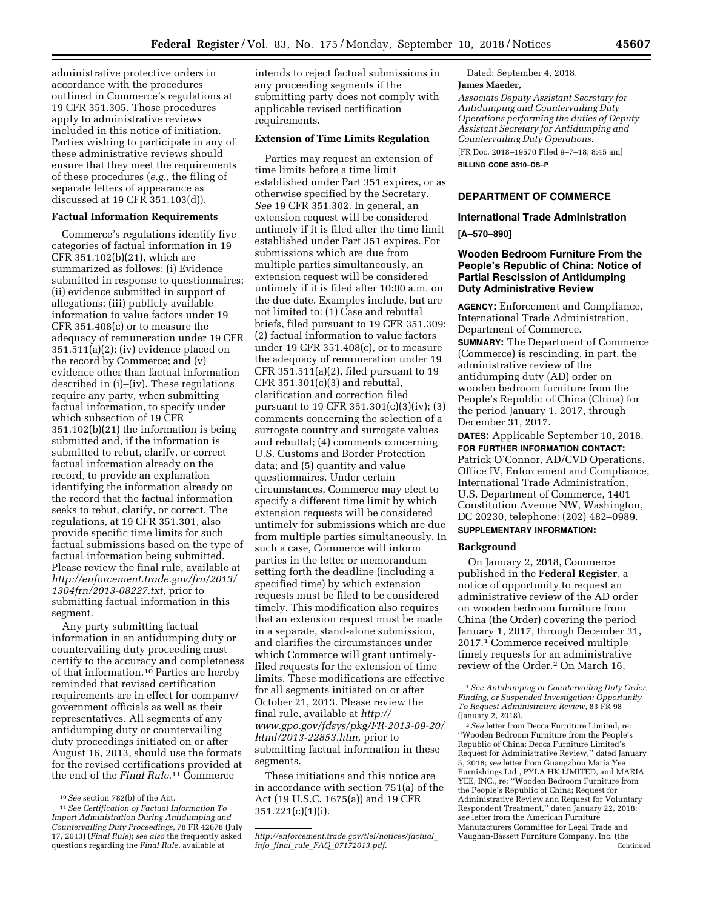administrative protective orders in accordance with the procedures outlined in Commerce's regulations at 19 CFR 351.305. Those procedures apply to administrative reviews included in this notice of initiation. Parties wishing to participate in any of these administrative reviews should ensure that they meet the requirements of these procedures (*e.g.,* the filing of separate letters of appearance as discussed at 19 CFR 351.103(d)).

**Factual Information Requirements**

Commerce's regulations identify five categories of factual information in 19 CFR 351.102(b)(21), which are summarized as follows: (i) Evidence submitted in response to questionnaires; (ii) evidence submitted in support of allegations; (iii) publicly available information to value factors under 19 CFR 351.408(c) or to measure the adequacy of remuneration under 19 CFR 351.511(a)(2); (iv) evidence placed on the record by Commerce; and (v) evidence other than factual information described in (i)–(iv). These regulations require any party, when submitting factual information, to specify under which subsection of 19 CFR 351.102(b)(21) the information is being submitted and, if the information is submitted to rebut, clarify, or correct factual information already on the record, to provide an explanation identifying the information already on the record that the factual information seeks to rebut, clarify, or correct. The regulations, at 19 CFR 351.301, also provide specific time limits for such factual submissions based on the type of factual information being submitted. Please review the final rule, available at *http://enforcement.trade.gov/frn/2013/1304frn/2013-08227.txt,* prior to submitting factual information in this segment.

Any party submitting factual information in an antidumping duty or countervailing duty proceeding must certify to the accuracy and completeness of that information.[10] Parties are hereby reminded that revised certification requirements are in effect for company/government officials as well as their representatives. All segments of any antidumping duty or countervailing duty proceedings initiated on or after August 16, 2013, should use the formats for the revised certifications provided at the end of the *Final Rule.*[11] Commerce intends to reject factual submissions in any proceeding segments if the submitting party does not comply with applicable revised certification requirements.

**Extension of Time Limits Regulation**

Parties may request an extension of time limits before a time limit established under Part 351 expires, or as otherwise specified by the Secretary. *See* 19 CFR 351.302. In general, an extension request will be considered untimely if it is filed after the time limit established under Part 351 expires. For submissions which are due from multiple parties simultaneously, an extension request will be considered untimely if it is filed after 10:00 a.m. on the due date. Examples include, but are not limited to: (1) Case and rebuttal briefs, filed pursuant to 19 CFR 351.309; (2) factual information to value factors under 19 CFR 351.408(c), or to measure the adequacy of remuneration under 19 CFR 351.511(a)(2), filed pursuant to 19 CFR 351.301(c)(3) and rebuttal, clarification and correction filed pursuant to 19 CFR 351.301(c)(3)(iv); (3) comments concerning the selection of a surrogate country and surrogate values and rebuttal; (4) comments concerning U.S. Customs and Border Protection data; and (5) quantity and value questionnaires. Under certain circumstances, Commerce may elect to specify a different time limit by which extension requests will be considered untimely for submissions which are due from multiple parties simultaneously. In such a case, Commerce will inform parties in the letter or memorandum setting forth the deadline (including a specified time) by which extension requests must be filed to be considered timely. This modification also requires that an extension request must be made in a separate, stand-alone submission, and clarifies the circumstances under which Commerce will grant untimely-filed requests for the extension of time limits. These modifications are effective for all segments initiated on or after October 21, 2013. Please review the final rule, available at *http://www.gpo.gov/fdsys/pkg/FR-2013-09-20/html/2013-22853.htm,* prior to submitting factual information in these segments.

These initiations and this notice are in accordance with section 751(a) of the Act (19 U.S.C. 1675(a)) and 19 CFR 351.221(c)(1)(i).

Dated: September 4, 2018.

**James Maeder,**

*Associate Deputy Assistant Secretary for Antidumping and Countervailing Duty Operations performing the duties of Deputy Assistant Secretary for Antidumping and Countervailing Duty Operations.*

[FR Doc. 2018–19570 Filed 9–7–18; 8:45 am]

**BILLING CODE 3510–DS–P**

---

10 *See* section 782(b) of the Act.

11 *See Certification of Factual Information To Import Administration During Antidumping and Countervailing Duty Proceedings,* 78 FR 42678 (July 17, 2013) (*Final Rule*); *see also* the frequently asked questions regarding the *Final Rule,* available at *http://enforcement.trade.gov/tlei/notices/factual_info_final_rule_FAQ_07172013.pdf.*

---

## DEPARTMENT OF COMMERCE

### International Trade Administration

**[A–570–890]**

### Wooden Bedroom Furniture From the People's Republic of China: Notice of Partial Rescission of Antidumping Duty Administrative Review

**AGENCY:** Enforcement and Compliance, International Trade Administration, Department of Commerce.

**SUMMARY:** The Department of Commerce (Commerce) is rescinding, in part, the administrative review of the antidumping duty (AD) order on wooden bedroom furniture from the People's Republic of China (China) for the period January 1, 2017, through December 31, 2017.

**DATES:** Applicable September 10, 2018.

**FOR FURTHER INFORMATION CONTACT:** Patrick O'Connor, AD/CVD Operations, Office IV, Enforcement and Compliance, International Trade Administration, U.S. Department of Commerce, 1401 Constitution Avenue NW, Washington, DC 20230, telephone: (202) 482–0989.

**SUPPLEMENTARY INFORMATION:**

**Background**

On January 2, 2018, Commerce published in the **Federal Register**, a notice of opportunity to request an administrative review of the AD order on wooden bedroom furniture from China (the Order) covering the period January 1, 2017, through December 31, 2017.[1] Commerce received multiple timely requests for an administrative review of the Order.[2] On March 16,

---

1 *See Antidumping or Countervailing Duty Order, Finding, or Suspended Investigation; Opportunity To Request Administrative Review,* 83 FR 98 (January 2, 2018).

2 *See* letter from Decca Furniture Limited, re: "Wooden Bedroom Furniture from the People's Republic of China: Decca Furniture Limited's Request for Administrative Review," dated January 5, 2018; *see* letter from Guangzhou Maria Yee Furnishings Ltd., PYLA HK LIMITED, and MARIA YEE, INC., re: "Wooden Bedroom Furniture from the People's Republic of China; Request for Administrative Review and Request for Voluntary Respondent Treatment," dated January 22, 2018; *see* letter from the American Furniture Manufacturers Committee for Legal Trade and Vaughan-Bassett Furniture Company, Inc. (the

Continued